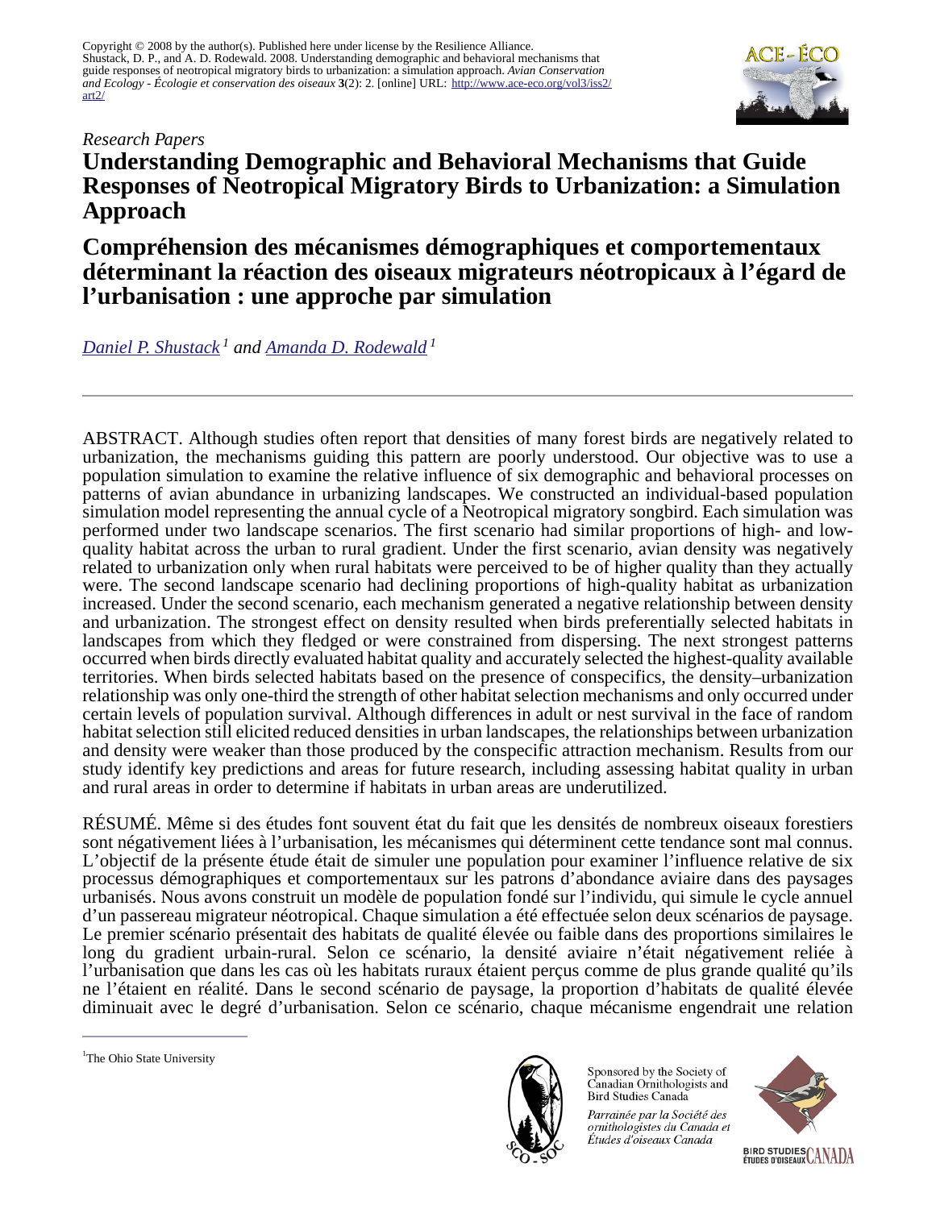Copyright © 2008 by the author(s). Published here under license by the Resilience Alliance.
Shustack, D. P., and A. D. Rodewald. 2008. Understanding demographic and behavioral mechanisms that guide responses of neotropical migratory birds to urbanization: a simulation approach. *Avian Conservation and Ecology - Écologie et conservation des oiseaux* **3**(2): 2. [online] URL: http://www.ace-eco.org/vol3/iss2/art2/

*Research Papers*

# Understanding Demographic and Behavioral Mechanisms that Guide Responses of Neotropical Migratory Birds to Urbanization: a Simulation Approach

# Compréhension des mécanismes démographiques et comportementaux déterminant la réaction des oiseaux migrateurs néotropicaux à l'égard de l'urbanisation : une approche par simulation

*Daniel P. Shustack* [1] *and Amanda D. Rodewald* [1]

---

ABSTRACT. Although studies often report that densities of many forest birds are negatively related to urbanization, the mechanisms guiding this pattern are poorly understood. Our objective was to use a population simulation to examine the relative influence of six demographic and behavioral processes on patterns of avian abundance in urbanizing landscapes. We constructed an individual-based population simulation model representing the annual cycle of a Neotropical migratory songbird. Each simulation was performed under two landscape scenarios. The first scenario had similar proportions of high- and low-quality habitat across the urban to rural gradient. Under the first scenario, avian density was negatively related to urbanization only when rural habitats were perceived to be of higher quality than they actually were. The second landscape scenario had declining proportions of high-quality habitat as urbanization increased. Under the second scenario, each mechanism generated a negative relationship between density and urbanization. The strongest effect on density resulted when birds preferentially selected habitats in landscapes from which they fledged or were constrained from dispersing. The next strongest patterns occurred when birds directly evaluated habitat quality and accurately selected the highest-quality available territories. When birds selected habitats based on the presence of conspecifics, the density–urbanization relationship was only one-third the strength of other habitat selection mechanisms and only occurred under certain levels of population survival. Although differences in adult or nest survival in the face of random habitat selection still elicited reduced densities in urban landscapes, the relationships between urbanization and density were weaker than those produced by the conspecific attraction mechanism. Results from our study identify key predictions and areas for future research, including assessing habitat quality in urban and rural areas in order to determine if habitats in urban areas are underutilized.

RÉSUMÉ. Même si des études font souvent état du fait que les densités de nombreux oiseaux forestiers sont négativement liées à l'urbanisation, les mécanismes qui déterminent cette tendance sont mal connus. L'objectif de la présente étude était de simuler une population pour examiner l'influence relative de six processus démographiques et comportementaux sur les patrons d'abondance aviaire dans des paysages urbanisés. Nous avons construit un modèle de population fondé sur l'individu, qui simule le cycle annuel d'un passereau migrateur néotropical. Chaque simulation a été effectuée selon deux scénarios de paysage. Le premier scénario présentait des habitats de qualité élevée ou faible dans des proportions similaires le long du gradient urbain-rural. Selon ce scénario, la densité aviaire n'était négativement reliée à l'urbanisation que dans les cas où les habitats ruraux étaient perçus comme de plus grande qualité qu'ils ne l'étaient en réalité. Dans le second scénario de paysage, la proportion d'habitats de qualité élevée diminuait avec le degré d'urbanisation. Selon ce scénario, chaque mécanisme engendrait une relation

[1] The Ohio State University

Sponsored by the Society of Canadian Ornithologists and Bird Studies Canada

*Parrainée par la Société des ornithologistes du Canada et Études d'oiseaux Canada*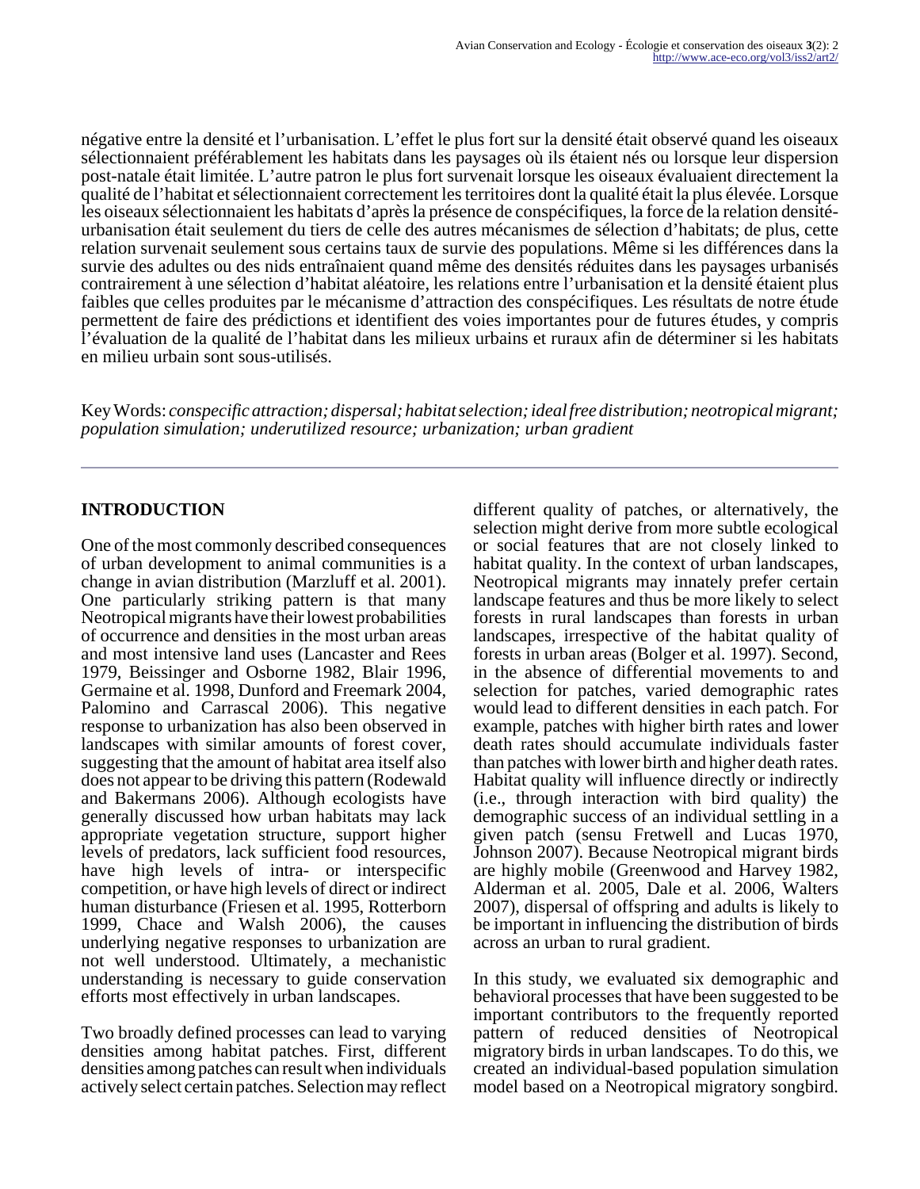négative entre la densité et l'urbanisation. L'effet le plus fort sur la densité était observé quand les oiseaux sélectionnaient préférablement les habitats dans les paysages où ils étaient nés ou lorsque leur dispersion post-natale était limitée. L'autre patron le plus fort survenait lorsque les oiseaux évaluaient directement la qualité de l'habitat et sélectionnaient correctement les territoires dont la qualité était la plus élevée. Lorsque les oiseaux sélectionnaient les habitats d'après la présence de conspécifiques, la force de la relation densité-urbanisation était seulement du tiers de celle des autres mécanismes de sélection d'habitats; de plus, cette relation survenait seulement sous certains taux de survie des populations. Même si les différences dans la survie des adultes ou des nids entraînaient quand même des densités réduites dans les paysages urbanisés contrairement à une sélection d'habitat aléatoire, les relations entre l'urbanisation et la densité étaient plus faibles que celles produites par le mécanisme d'attraction des conspécifiques. Les résultats de notre étude permettent de faire des prédictions et identifient des voies importantes pour de futures études, y compris l'évaluation de la qualité de l'habitat dans les milieux urbains et ruraux afin de déterminer si les habitats en milieu urbain sont sous-utilisés.

Key Words: *conspecific attraction; dispersal; habitat selection; ideal free distribution; neotropical migrant; population simulation; underutilized resource; urbanization; urban gradient*

## INTRODUCTION

One of the most commonly described consequences of urban development to animal communities is a change in avian distribution (Marzluff et al. 2001). One particularly striking pattern is that many Neotropical migrants have their lowest probabilities of occurrence and densities in the most urban areas and most intensive land uses (Lancaster and Rees 1979, Beissinger and Osborne 1982, Blair 1996, Germaine et al. 1998, Dunford and Freemark 2004, Palomino and Carrascal 2006). This negative response to urbanization has also been observed in landscapes with similar amounts of forest cover, suggesting that the amount of habitat area itself also does not appear to be driving this pattern (Rodewald and Bakermans 2006). Although ecologists have generally discussed how urban habitats may lack appropriate vegetation structure, support higher levels of predators, lack sufficient food resources, have high levels of intra- or interspecific competition, or have high levels of direct or indirect human disturbance (Friesen et al. 1995, Rotterborn 1999, Chace and Walsh 2006), the causes underlying negative responses to urbanization are not well understood. Ultimately, a mechanistic understanding is necessary to guide conservation efforts most effectively in urban landscapes.

Two broadly defined processes can lead to varying densities among habitat patches. First, different densities among patches can result when individuals actively select certain patches. Selection may reflect different quality of patches, or alternatively, the selection might derive from more subtle ecological or social features that are not closely linked to habitat quality. In the context of urban landscapes, Neotropical migrants may innately prefer certain landscape features and thus be more likely to select forests in rural landscapes than forests in urban landscapes, irrespective of the habitat quality of forests in urban areas (Bolger et al. 1997). Second, in the absence of differential movements to and selection for patches, varied demographic rates would lead to different densities in each patch. For example, patches with higher birth rates and lower death rates should accumulate individuals faster than patches with lower birth and higher death rates. Habitat quality will influence directly or indirectly (i.e., through interaction with bird quality) the demographic success of an individual settling in a given patch (sensu Fretwell and Lucas 1970, Johnson 2007). Because Neotropical migrant birds are highly mobile (Greenwood and Harvey 1982, Alderman et al. 2005, Dale et al. 2006, Walters 2007), dispersal of offspring and adults is likely to be important in influencing the distribution of birds across an urban to rural gradient.

In this study, we evaluated six demographic and behavioral processes that have been suggested to be important contributors to the frequently reported pattern of reduced densities of Neotropical migratory birds in urban landscapes. To do this, we created an individual-based population simulation model based on a Neotropical migratory songbird.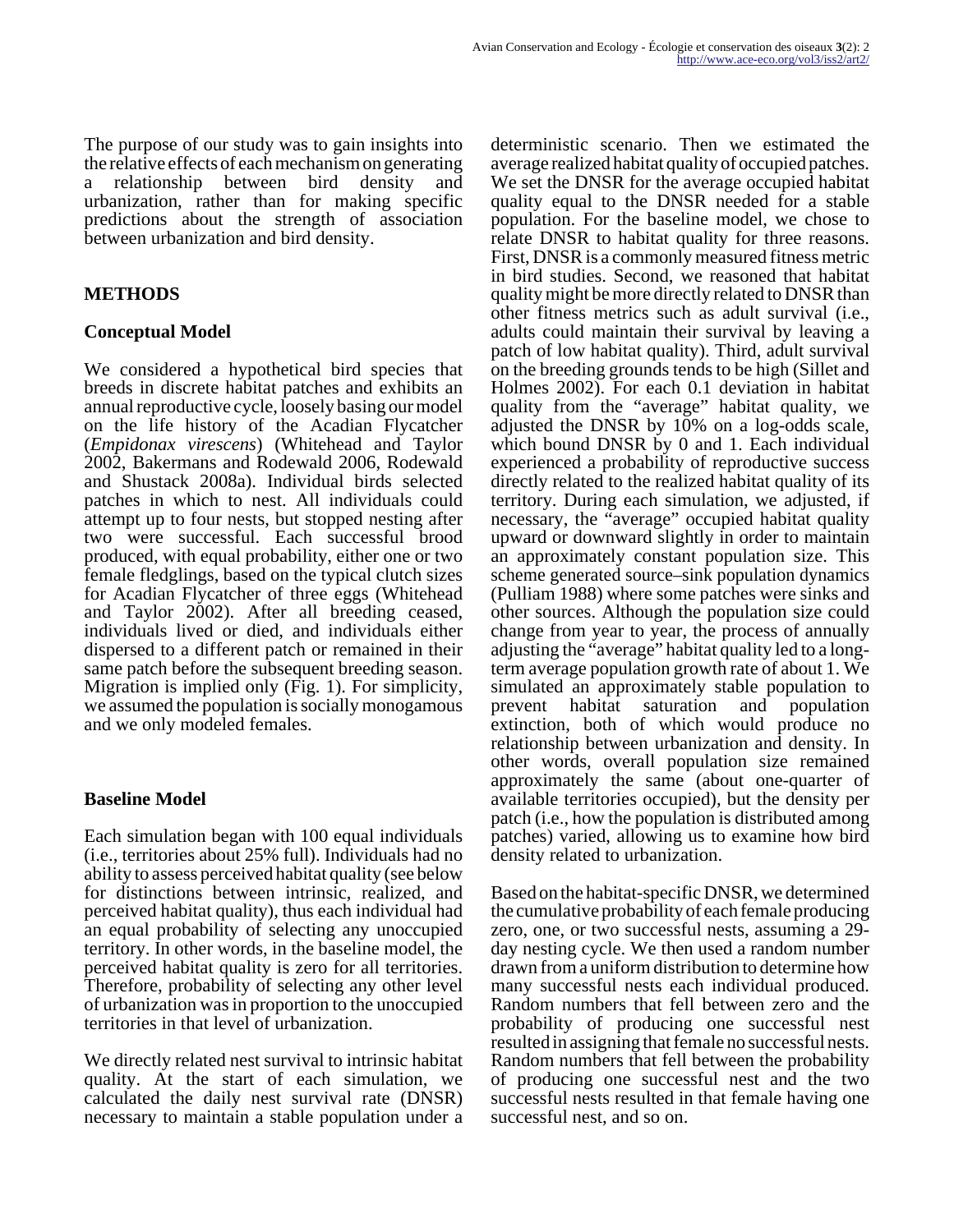The purpose of our study was to gain insights into the relative effects of each mechanism on generating a relationship between bird density and urbanization, rather than for making specific predictions about the strength of association between urbanization and bird density.

## METHODS

### Conceptual Model

We considered a hypothetical bird species that breeds in discrete habitat patches and exhibits an annual reproductive cycle, loosely basing our model on the life history of the Acadian Flycatcher (*Empidonax virescens*) (Whitehead and Taylor 2002, Bakermans and Rodewald 2006, Rodewald and Shustack 2008a). Individual birds selected patches in which to nest. All individuals could attempt up to four nests, but stopped nesting after two were successful. Each successful brood produced, with equal probability, either one or two female fledglings, based on the typical clutch sizes for Acadian Flycatcher of three eggs (Whitehead and Taylor 2002). After all breeding ceased, individuals lived or died, and individuals either dispersed to a different patch or remained in their same patch before the subsequent breeding season. Migration is implied only (Fig. 1). For simplicity, we assumed the population is socially monogamous and we only modeled females.

### Baseline Model

Each simulation began with 100 equal individuals (i.e., territories about 25% full). Individuals had no ability to assess perceived habitat quality (see below for distinctions between intrinsic, realized, and perceived habitat quality), thus each individual had an equal probability of selecting any unoccupied territory. In other words, in the baseline model, the perceived habitat quality is zero for all territories. Therefore, probability of selecting any other level of urbanization was in proportion to the unoccupied territories in that level of urbanization.

We directly related nest survival to intrinsic habitat quality. At the start of each simulation, we calculated the daily nest survival rate (DNSR) necessary to maintain a stable population under a deterministic scenario. Then we estimated the average realized habitat quality of occupied patches. We set the DNSR for the average occupied habitat quality equal to the DNSR needed for a stable population. For the baseline model, we chose to relate DNSR to habitat quality for three reasons. First, DNSR is a commonly measured fitness metric in bird studies. Second, we reasoned that habitat quality might be more directly related to DNSR than other fitness metrics such as adult survival (i.e., adults could maintain their survival by leaving a patch of low habitat quality). Third, adult survival on the breeding grounds tends to be high (Sillet and Holmes 2002). For each 0.1 deviation in habitat quality from the "average" habitat quality, we adjusted the DNSR by 10% on a log-odds scale, which bound DNSR by 0 and 1. Each individual experienced a probability of reproductive success directly related to the realized habitat quality of its territory. During each simulation, we adjusted, if necessary, the "average" occupied habitat quality upward or downward slightly in order to maintain an approximately constant population size. This scheme generated source–sink population dynamics (Pulliam 1988) where some patches were sinks and other sources. Although the population size could change from year to year, the process of annually adjusting the "average" habitat quality led to a long-term average population growth rate of about 1. We simulated an approximately stable population to prevent habitat saturation and population extinction, both of which would produce no relationship between urbanization and density. In other words, overall population size remained approximately the same (about one-quarter of available territories occupied), but the density per patch (i.e., how the population is distributed among patches) varied, allowing us to examine how bird density related to urbanization.

Based on the habitat-specific DNSR, we determined the cumulative probability of each female producing zero, one, or two successful nests, assuming a 29-day nesting cycle. We then used a random number drawn from a uniform distribution to determine how many successful nests each individual produced. Random numbers that fell between zero and the probability of producing one successful nest resulted in assigning that female no successful nests. Random numbers that fell between the probability of producing one successful nest and the two successful nests resulted in that female having one successful nest, and so on.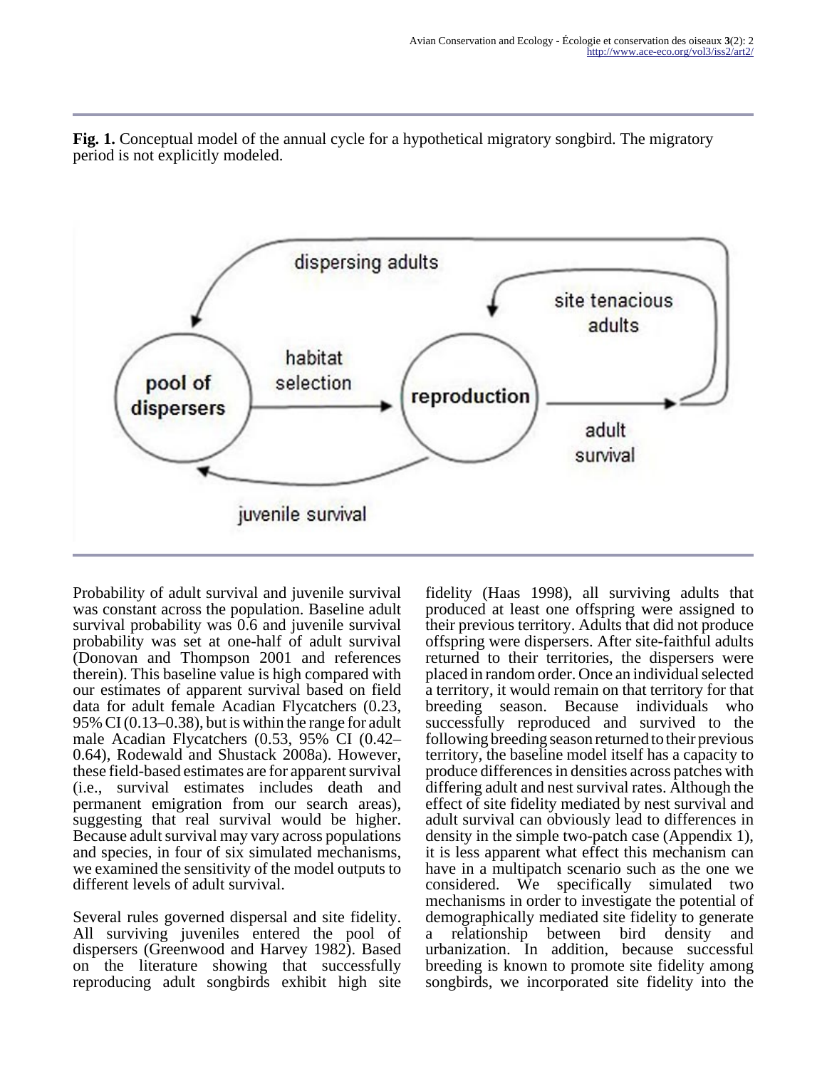**Fig. 1.** Conceptual model of the annual cycle for a hypothetical migratory songbird. The migratory period is not explicitly modeled.

Probability of adult survival and juvenile survival was constant across the population. Baseline adult survival probability was 0.6 and juvenile survival probability was set at one-half of adult survival (Donovan and Thompson 2001 and references therein). This baseline value is high compared with our estimates of apparent survival based on field data for adult female Acadian Flycatchers (0.23, 95% CI (0.13–0.38), but is within the range for adult male Acadian Flycatchers (0.53, 95% CI (0.42–0.64), Rodewald and Shustack 2008a). However, these field-based estimates are for apparent survival (i.e., survival estimates includes death and permanent emigration from our search areas), suggesting that real survival would be higher. Because adult survival may vary across populations and species, in four of six simulated mechanisms, we examined the sensitivity of the model outputs to different levels of adult survival.

Several rules governed dispersal and site fidelity. All surviving juveniles entered the pool of dispersers (Greenwood and Harvey 1982). Based on the literature showing that successfully reproducing adult songbirds exhibit high site fidelity (Haas 1998), all surviving adults that produced at least one offspring were assigned to their previous territory. Adults that did not produce offspring were dispersers. After site-faithful adults returned to their territories, the dispersers were placed in random order. Once an individual selected a territory, it would remain on that territory for that breeding season. Because individuals who successfully reproduced and survived to the following breeding season returned to their previous territory, the baseline model itself has a capacity to produce differences in densities across patches with differing adult and nest survival rates. Although the effect of site fidelity mediated by nest survival and adult survival can obviously lead to differences in density in the simple two-patch case (Appendix 1), it is less apparent what effect this mechanism can have in a multipatch scenario such as the one we considered. We specifically simulated two mechanisms in order to investigate the potential of demographically mediated site fidelity to generate a relationship between bird density and urbanization. In addition, because successful breeding is known to promote site fidelity among songbirds, we incorporated site fidelity into the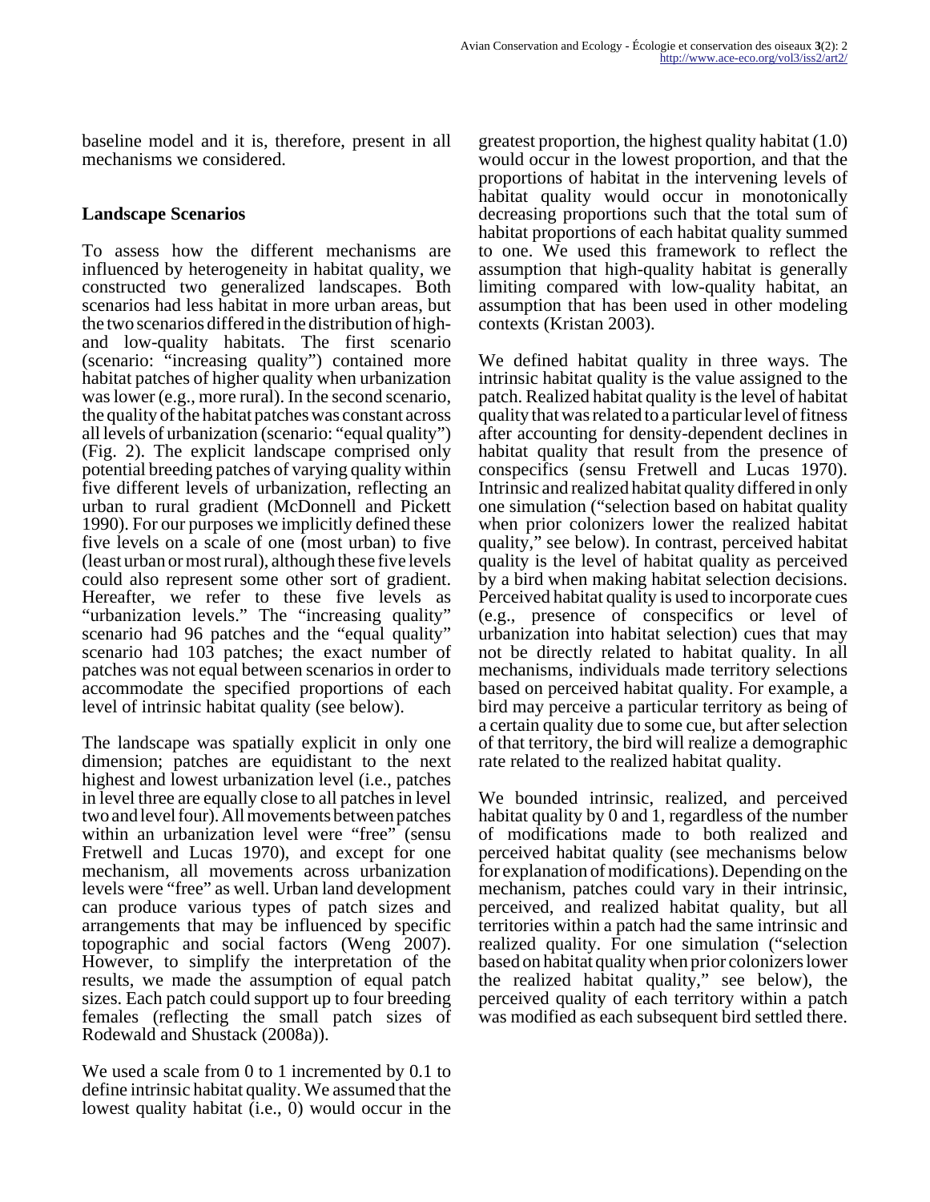baseline model and it is, therefore, present in all mechanisms we considered.

### Landscape Scenarios

To assess how the different mechanisms are influenced by heterogeneity in habitat quality, we constructed two generalized landscapes. Both scenarios had less habitat in more urban areas, but the two scenarios differed in the distribution of high- and low-quality habitats. The first scenario (scenario: "increasing quality") contained more habitat patches of higher quality when urbanization was lower (e.g., more rural). In the second scenario, the quality of the habitat patches was constant across all levels of urbanization (scenario: "equal quality") (Fig. 2). The explicit landscape comprised only potential breeding patches of varying quality within five different levels of urbanization, reflecting an urban to rural gradient (McDonnell and Pickett 1990). For our purposes we implicitly defined these five levels on a scale of one (most urban) to five (least urban or most rural), although these five levels could also represent some other sort of gradient. Hereafter, we refer to these five levels as "urbanization levels." The "increasing quality" scenario had 96 patches and the "equal quality" scenario had 103 patches; the exact number of patches was not equal between scenarios in order to accommodate the specified proportions of each level of intrinsic habitat quality (see below).

The landscape was spatially explicit in only one dimension; patches are equidistant to the next highest and lowest urbanization level (i.e., patches in level three are equally close to all patches in level two and level four). All movements between patches within an urbanization level were "free" (sensu Fretwell and Lucas 1970), and except for one mechanism, all movements across urbanization levels were "free" as well. Urban land development can produce various types of patch sizes and arrangements that may be influenced by specific topographic and social factors (Weng 2007). However, to simplify the interpretation of the results, we made the assumption of equal patch sizes. Each patch could support up to four breeding females (reflecting the small patch sizes of Rodewald and Shustack (2008a)).

We used a scale from 0 to 1 incremented by 0.1 to define intrinsic habitat quality. We assumed that the lowest quality habitat (i.e., 0) would occur in the greatest proportion, the highest quality habitat (1.0) would occur in the lowest proportion, and that the proportions of habitat in the intervening levels of habitat quality would occur in monotonically decreasing proportions such that the total sum of habitat proportions of each habitat quality summed to one. We used this framework to reflect the assumption that high-quality habitat is generally limiting compared with low-quality habitat, an assumption that has been used in other modeling contexts (Kristan 2003).

We defined habitat quality in three ways. The intrinsic habitat quality is the value assigned to the patch. Realized habitat quality is the level of habitat quality that was related to a particular level of fitness after accounting for density-dependent declines in habitat quality that result from the presence of conspecifics (sensu Fretwell and Lucas 1970). Intrinsic and realized habitat quality differed in only one simulation ("selection based on habitat quality when prior colonizers lower the realized habitat quality," see below). In contrast, perceived habitat quality is the level of habitat quality as perceived by a bird when making habitat selection decisions. Perceived habitat quality is used to incorporate cues (e.g., presence of conspecifics or level of urbanization into habitat selection) cues that may not be directly related to habitat quality. In all mechanisms, individuals made territory selections based on perceived habitat quality. For example, a bird may perceive a particular territory as being of a certain quality due to some cue, but after selection of that territory, the bird will realize a demographic rate related to the realized habitat quality.

We bounded intrinsic, realized, and perceived habitat quality by 0 and 1, regardless of the number of modifications made to both realized and perceived habitat quality (see mechanisms below for explanation of modifications). Depending on the mechanism, patches could vary in their intrinsic, perceived, and realized habitat quality, but all territories within a patch had the same intrinsic and realized quality. For one simulation ("selection based on habitat quality when prior colonizers lower the realized habitat quality," see below), the perceived quality of each territory within a patch was modified as each subsequent bird settled there.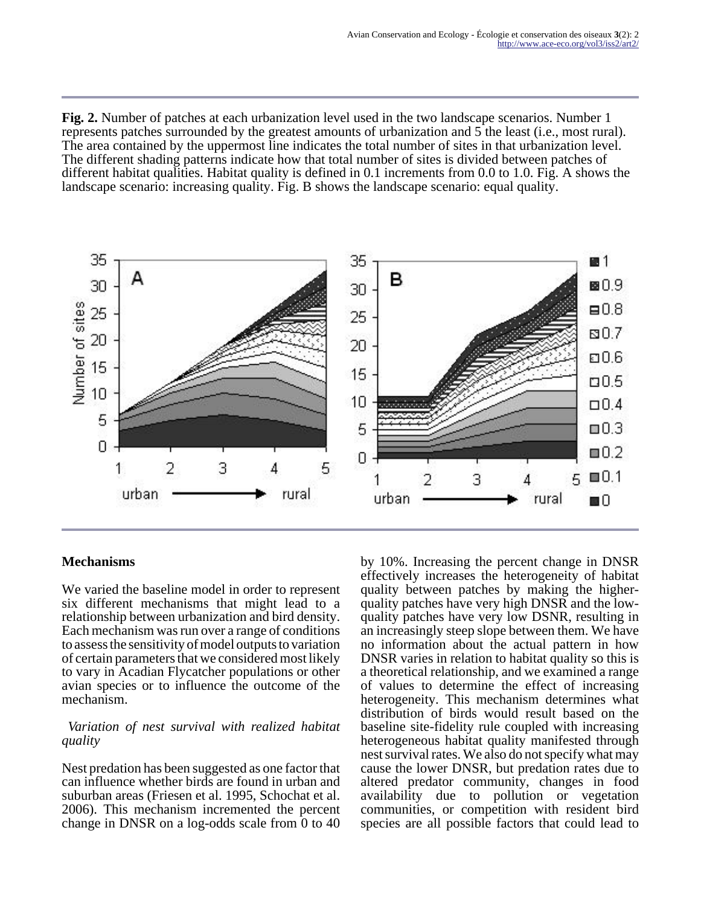**Fig. 2.** Number of patches at each urbanization level used in the two landscape scenarios. Number 1 represents patches surrounded by the greatest amounts of urbanization and 5 the least (i.e., most rural). The area contained by the uppermost line indicates the total number of sites in that urbanization level. The different shading patterns indicate how that total number of sites is divided between patches of different habitat qualities. Habitat quality is defined in 0.1 increments from 0.0 to 1.0. Fig. A shows the landscape scenario: increasing quality. Fig. B shows the landscape scenario: equal quality.

## Mechanisms

We varied the baseline model in order to represent six different mechanisms that might lead to a relationship between urbanization and bird density. Each mechanism was run over a range of conditions to assess the sensitivity of model outputs to variation of certain parameters that we considered most likely to vary in Acadian Flycatcher populations or other avian species or to influence the outcome of the mechanism.

### *Variation of nest survival with realized habitat quality*

Nest predation has been suggested as one factor that can influence whether birds are found in urban and suburban areas (Friesen et al. 1995, Schochat et al. 2006). This mechanism incremented the percent change in DNSR on a log-odds scale from 0 to 40 by 10%. Increasing the percent change in DNSR effectively increases the heterogeneity of habitat quality between patches by making the higher-quality patches have very high DNSR and the low-quality patches have very low DSNR, resulting in an increasingly steep slope between them. We have no information about the actual pattern in how DNSR varies in relation to habitat quality so this is a theoretical relationship, and we examined a range of values to determine the effect of increasing heterogeneity. This mechanism determines what distribution of birds would result based on the baseline site-fidelity rule coupled with increasing heterogeneous habitat quality manifested through nest survival rates. We also do not specify what may cause the lower DNSR, but predation rates due to altered predator community, changes in food availability due to pollution or vegetation communities, or competition with resident bird species are all possible factors that could lead to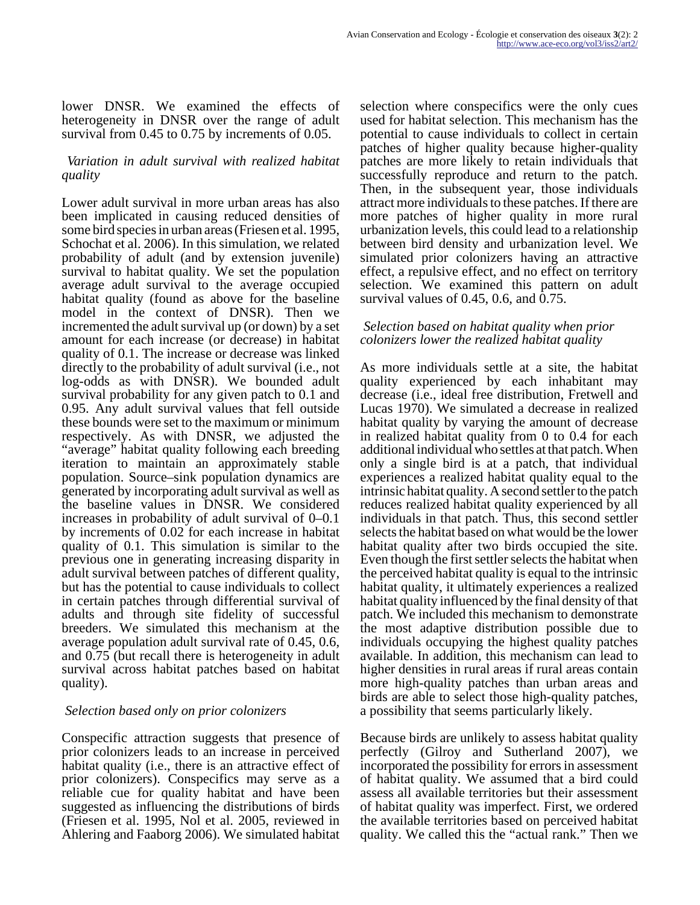lower DNSR. We examined the effects of heterogeneity in DNSR over the range of adult survival from 0.45 to 0.75 by increments of 0.05.

### *Variation in adult survival with realized habitat quality*

Lower adult survival in more urban areas has also been implicated in causing reduced densities of some bird species in urban areas (Friesen et al. 1995, Schochat et al. 2006). In this simulation, we related probability of adult (and by extension juvenile) survival to habitat quality. We set the population average adult survival to the average occupied habitat quality (found as above for the baseline model in the context of DNSR). Then we incremented the adult survival up (or down) by a set amount for each increase (or decrease) in habitat quality of 0.1. The increase or decrease was linked directly to the probability of adult survival (i.e., not log-odds as with DNSR). We bounded adult survival probability for any given patch to 0.1 and 0.95. Any adult survival values that fell outside these bounds were set to the maximum or minimum respectively. As with DNSR, we adjusted the "average" habitat quality following each breeding iteration to maintain an approximately stable population. Source–sink population dynamics are generated by incorporating adult survival as well as the baseline values in DNSR. We considered increases in probability of adult survival of 0–0.1 by increments of 0.02 for each increase in habitat quality of 0.1. This simulation is similar to the previous one in generating increasing disparity in adult survival between patches of different quality, but has the potential to cause individuals to collect in certain patches through differential survival of adults and through site fidelity of successful breeders. We simulated this mechanism at the average population adult survival rate of 0.45, 0.6, and 0.75 (but recall there is heterogeneity in adult survival across habitat patches based on habitat quality).

### *Selection based only on prior colonizers*

Conspecific attraction suggests that presence of prior colonizers leads to an increase in perceived habitat quality (i.e., there is an attractive effect of prior colonizers). Conspecifics may serve as a reliable cue for quality habitat and have been suggested as influencing the distributions of birds (Friesen et al. 1995, Nol et al. 2005, reviewed in Ahlering and Faaborg 2006). We simulated habitat selection where conspecifics were the only cues used for habitat selection. This mechanism has the potential to cause individuals to collect in certain patches of higher quality because higher-quality patches are more likely to retain individuals that successfully reproduce and return to the patch. Then, in the subsequent year, those individuals attract more individuals to these patches. If there are more patches of higher quality in more rural urbanization levels, this could lead to a relationship between bird density and urbanization level. We simulated prior colonizers having an attractive effect, a repulsive effect, and no effect on territory selection. We examined this pattern on adult survival values of 0.45, 0.6, and 0.75.

### *Selection based on habitat quality when prior colonizers lower the realized habitat quality*

As more individuals settle at a site, the habitat quality experienced by each inhabitant may decrease (i.e., ideal free distribution, Fretwell and Lucas 1970). We simulated a decrease in realized habitat quality by varying the amount of decrease in realized habitat quality from 0 to 0.4 for each additional individual who settles at that patch. When only a single bird is at a patch, that individual experiences a realized habitat quality equal to the intrinsic habitat quality. A second settler to the patch reduces realized habitat quality experienced by all individuals in that patch. Thus, this second settler selects the habitat based on what would be the lower habitat quality after two birds occupied the site. Even though the first settler selects the habitat when the perceived habitat quality is equal to the intrinsic habitat quality, it ultimately experiences a realized habitat quality influenced by the final density of that patch. We included this mechanism to demonstrate the most adaptive distribution possible due to individuals occupying the highest quality patches available. In addition, this mechanism can lead to higher densities in rural areas if rural areas contain more high-quality patches than urban areas and birds are able to select those high-quality patches, a possibility that seems particularly likely.

Because birds are unlikely to assess habitat quality perfectly (Gilroy and Sutherland 2007), we incorporated the possibility for errors in assessment of habitat quality. We assumed that a bird could assess all available territories but their assessment of habitat quality was imperfect. First, we ordered the available territories based on perceived habitat quality. We called this the "actual rank." Then we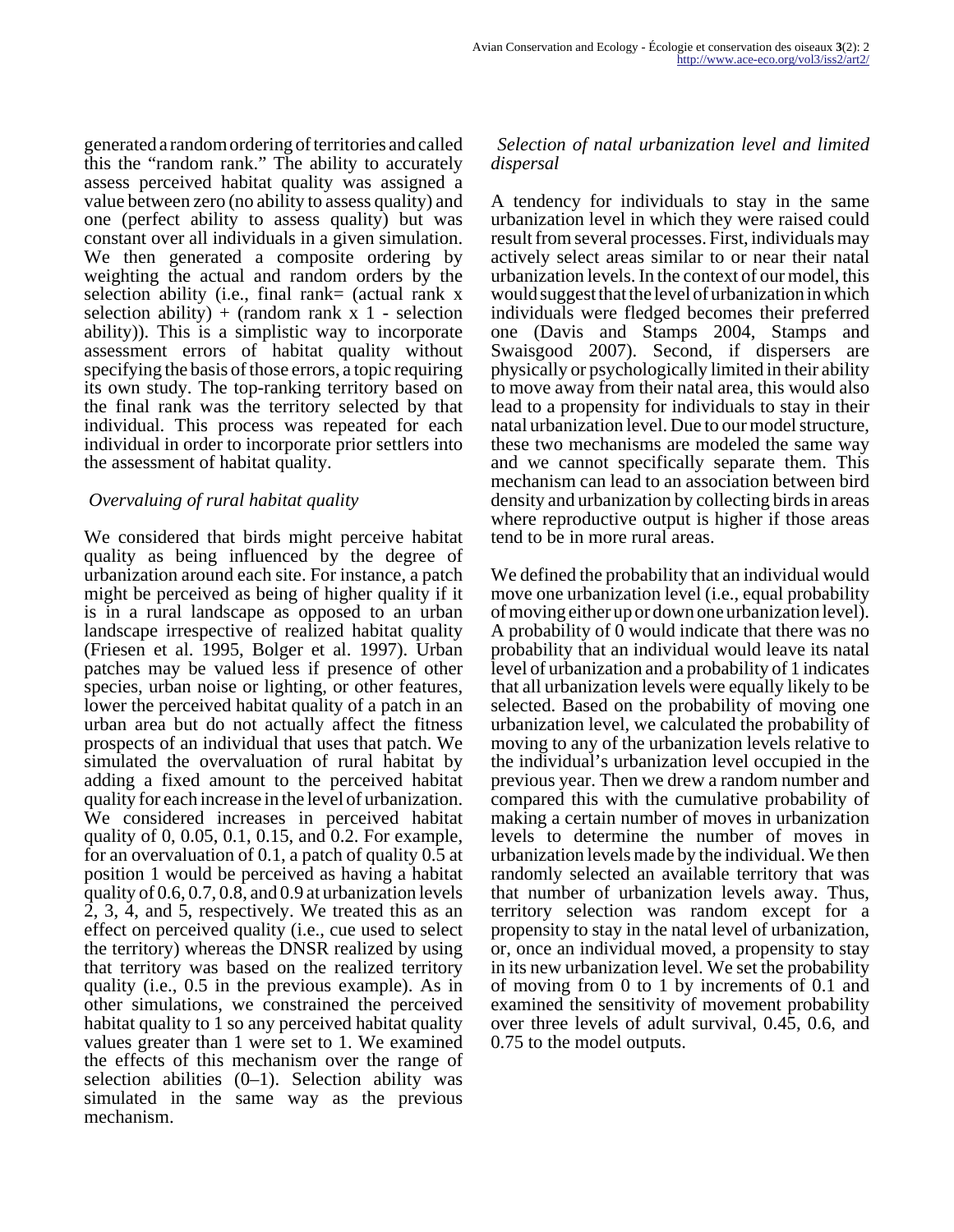generated a random ordering of territories and called this the "random rank." The ability to accurately assess perceived habitat quality was assigned a value between zero (no ability to assess quality) and one (perfect ability to assess quality) but was constant over all individuals in a given simulation. We then generated a composite ordering by weighting the actual and random orders by the selection ability (i.e., final rank= (actual rank x selection ability) + (random rank x 1 - selection ability)). This is a simplistic way to incorporate assessment errors of habitat quality without specifying the basis of those errors, a topic requiring its own study. The top-ranking territory based on the final rank was the territory selected by that individual. This process was repeated for each individual in order to incorporate prior settlers into the assessment of habitat quality.

### *Overvaluing of rural habitat quality*

We considered that birds might perceive habitat quality as being influenced by the degree of urbanization around each site. For instance, a patch might be perceived as being of higher quality if it is in a rural landscape as opposed to an urban landscape irrespective of realized habitat quality (Friesen et al. 1995, Bolger et al. 1997). Urban patches may be valued less if presence of other species, urban noise or lighting, or other features, lower the perceived habitat quality of a patch in an urban area but do not actually affect the fitness prospects of an individual that uses that patch. We simulated the overvaluation of rural habitat by adding a fixed amount to the perceived habitat quality for each increase in the level of urbanization. We considered increases in perceived habitat quality of 0, 0.05, 0.1, 0.15, and 0.2. For example, for an overvaluation of 0.1, a patch of quality 0.5 at position 1 would be perceived as having a habitat quality of 0.6, 0.7, 0.8, and 0.9 at urbanization levels 2, 3, 4, and 5, respectively. We treated this as an effect on perceived quality (i.e., cue used to select the territory) whereas the DNSR realized by using that territory was based on the realized territory quality (i.e., 0.5 in the previous example). As in other simulations, we constrained the perceived habitat quality to 1 so any perceived habitat quality values greater than 1 were set to 1. We examined the effects of this mechanism over the range of selection abilities (0–1). Selection ability was simulated in the same way as the previous mechanism.

### *Selection of natal urbanization level and limited dispersal*

A tendency for individuals to stay in the same urbanization level in which they were raised could result from several processes. First, individuals may actively select areas similar to or near their natal urbanization levels. In the context of our model, this would suggest that the level of urbanization in which individuals were fledged becomes their preferred one (Davis and Stamps 2004, Stamps and Swaisgood 2007). Second, if dispersers are physically or psychologically limited in their ability to move away from their natal area, this would also lead to a propensity for individuals to stay in their natal urbanization level. Due to our model structure, these two mechanisms are modeled the same way and we cannot specifically separate them. This mechanism can lead to an association between bird density and urbanization by collecting birds in areas where reproductive output is higher if those areas tend to be in more rural areas.

We defined the probability that an individual would move one urbanization level (i.e., equal probability of moving either up or down one urbanization level). A probability of 0 would indicate that there was no probability that an individual would leave its natal level of urbanization and a probability of 1 indicates that all urbanization levels were equally likely to be selected. Based on the probability of moving one urbanization level, we calculated the probability of moving to any of the urbanization levels relative to the individual's urbanization level occupied in the previous year. Then we drew a random number and compared this with the cumulative probability of making a certain number of moves in urbanization levels to determine the number of moves in urbanization levels made by the individual. We then randomly selected an available territory that was that number of urbanization levels away. Thus, territory selection was random except for a propensity to stay in the natal level of urbanization, or, once an individual moved, a propensity to stay in its new urbanization level. We set the probability of moving from 0 to 1 by increments of 0.1 and examined the sensitivity of movement probability over three levels of adult survival, 0.45, 0.6, and 0.75 to the model outputs.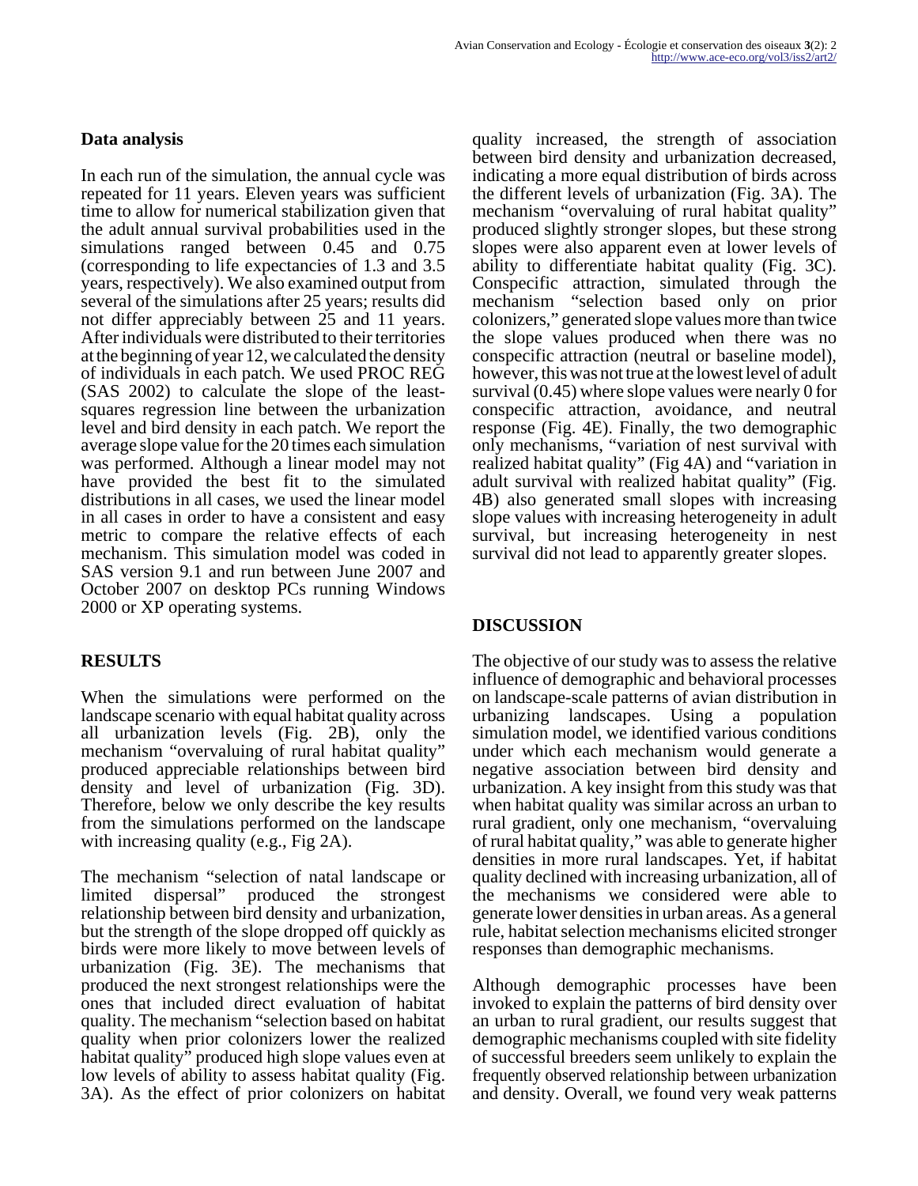### Data analysis

In each run of the simulation, the annual cycle was repeated for 11 years. Eleven years was sufficient time to allow for numerical stabilization given that the adult annual survival probabilities used in the simulations ranged between 0.45 and 0.75 (corresponding to life expectancies of 1.3 and 3.5 years, respectively). We also examined output from several of the simulations after 25 years; results did not differ appreciably between 25 and 11 years. After individuals were distributed to their territories at the beginning of year 12, we calculated the density of individuals in each patch. We used PROC REG (SAS 2002) to calculate the slope of the least-squares regression line between the urbanization level and bird density in each patch. We report the average slope value for the 20 times each simulation was performed. Although a linear model may not have provided the best fit to the simulated distributions in all cases, we used the linear model in all cases in order to have a consistent and easy metric to compare the relative effects of each mechanism. This simulation model was coded in SAS version 9.1 and run between June 2007 and October 2007 on desktop PCs running Windows 2000 or XP operating systems.

## RESULTS

When the simulations were performed on the landscape scenario with equal habitat quality across all urbanization levels (Fig. 2B), only the mechanism "overvaluing of rural habitat quality" produced appreciable relationships between bird density and level of urbanization (Fig. 3D). Therefore, below we only describe the key results from the simulations performed on the landscape with increasing quality (e.g., Fig 2A).

The mechanism "selection of natal landscape or limited dispersal" produced the strongest relationship between bird density and urbanization, but the strength of the slope dropped off quickly as birds were more likely to move between levels of urbanization (Fig. 3E). The mechanisms that produced the next strongest relationships were the ones that included direct evaluation of habitat quality. The mechanism "selection based on habitat quality when prior colonizers lower the realized habitat quality" produced high slope values even at low levels of ability to assess habitat quality (Fig. 3A). As the effect of prior colonizers on habitat quality increased, the strength of association between bird density and urbanization decreased, indicating a more equal distribution of birds across the different levels of urbanization (Fig. 3A). The mechanism "overvaluing of rural habitat quality" produced slightly stronger slopes, but these strong slopes were also apparent even at lower levels of ability to differentiate habitat quality (Fig. 3C). Conspecific attraction, simulated through the mechanism "selection based only on prior colonizers," generated slope values more than twice the slope values produced when there was no conspecific attraction (neutral or baseline model), however, this was not true at the lowest level of adult survival (0.45) where slope values were nearly 0 for conspecific attraction, avoidance, and neutral response (Fig. 4E). Finally, the two demographic only mechanisms, "variation of nest survival with realized habitat quality" (Fig 4A) and "variation in adult survival with realized habitat quality" (Fig. 4B) also generated small slopes with increasing slope values with increasing heterogeneity in adult survival, but increasing heterogeneity in nest survival did not lead to apparently greater slopes.

## DISCUSSION

The objective of our study was to assess the relative influence of demographic and behavioral processes on landscape-scale patterns of avian distribution in urbanizing landscapes. Using a population simulation model, we identified various conditions under which each mechanism would generate a negative association between bird density and urbanization. A key insight from this study was that when habitat quality was similar across an urban to rural gradient, only one mechanism, "overvaluing of rural habitat quality," was able to generate higher densities in more rural landscapes. Yet, if habitat quality declined with increasing urbanization, all of the mechanisms we considered were able to generate lower densities in urban areas. As a general rule, habitat selection mechanisms elicited stronger responses than demographic mechanisms.

Although demographic processes have been invoked to explain the patterns of bird density over an urban to rural gradient, our results suggest that demographic mechanisms coupled with site fidelity of successful breeders seem unlikely to explain the frequently observed relationship between urbanization and density. Overall, we found very weak patterns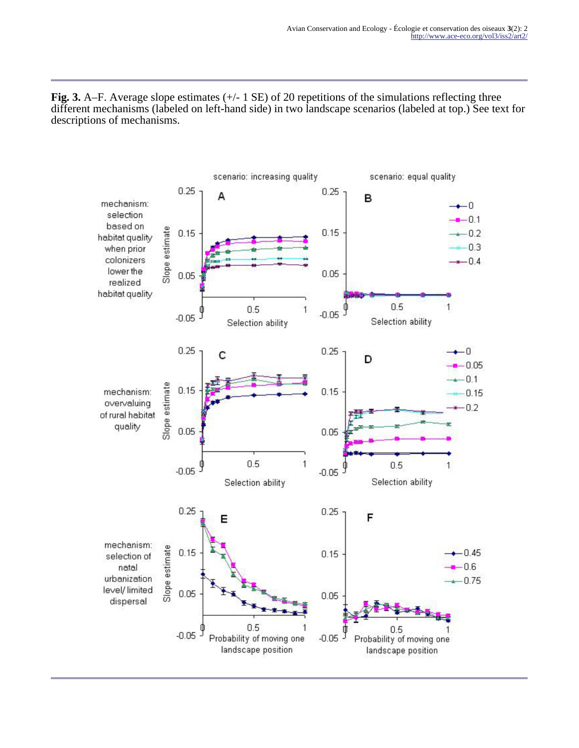**Fig. 3.** A–F. Average slope estimates (+/- 1 SE) of 20 repetitions of the simulations reflecting three different mechanisms (labeled on left-hand side) in two landscape scenarios (labeled at top.) See text for descriptions of mechanisms.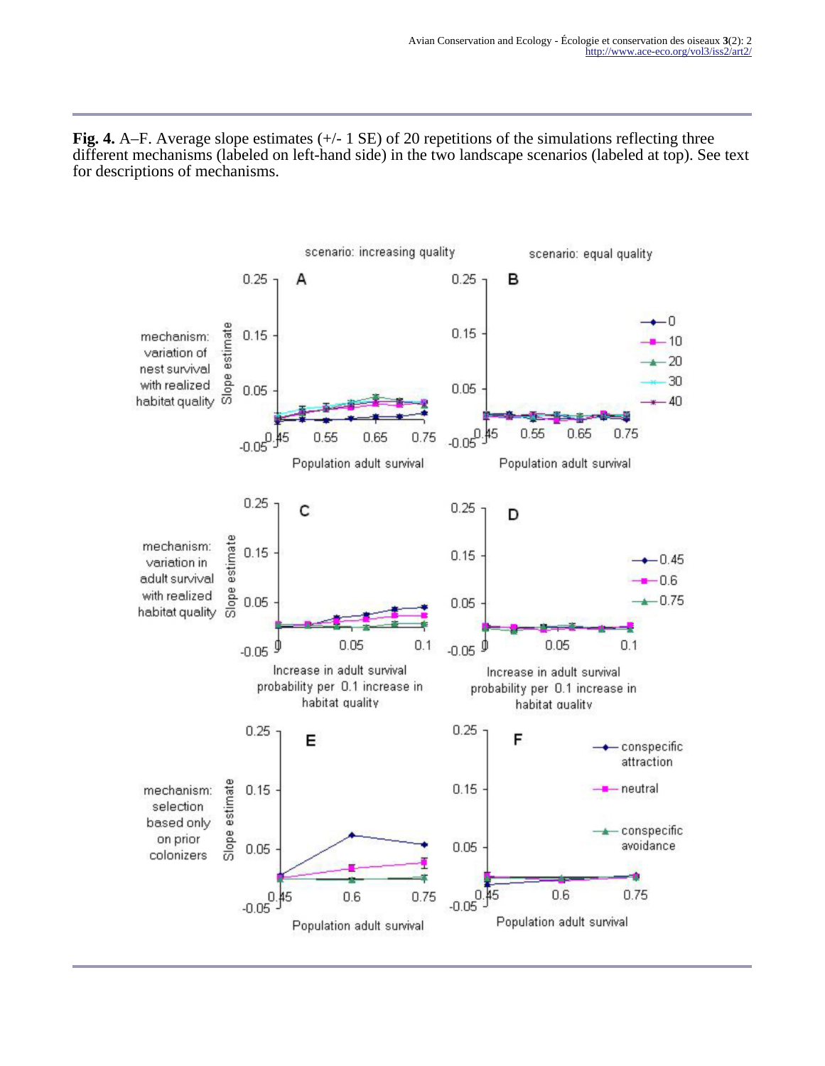**Fig. 4.** A–F. Average slope estimates (+/- 1 SE) of 20 repetitions of the simulations reflecting three different mechanisms (labeled on left-hand side) in the two landscape scenarios (labeled at top). See text for descriptions of mechanisms.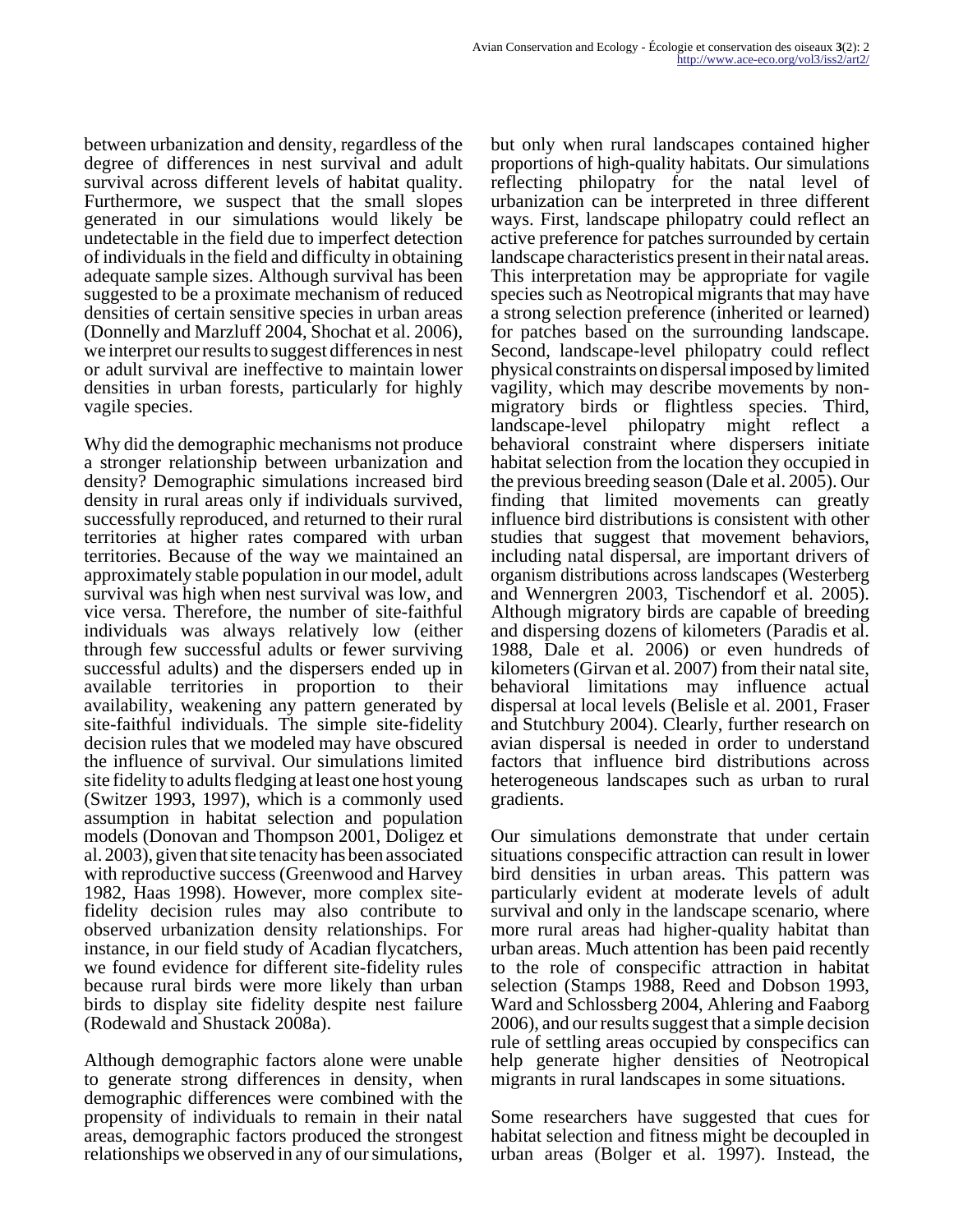between urbanization and density, regardless of the degree of differences in nest survival and adult survival across different levels of habitat quality. Furthermore, we suspect that the small slopes generated in our simulations would likely be undetectable in the field due to imperfect detection of individuals in the field and difficulty in obtaining adequate sample sizes. Although survival has been suggested to be a proximate mechanism of reduced densities of certain sensitive species in urban areas (Donnelly and Marzluff 2004, Shochat et al. 2006), we interpret our results to suggest differences in nest or adult survival are ineffective to maintain lower densities in urban forests, particularly for highly vagile species.

Why did the demographic mechanisms not produce a stronger relationship between urbanization and density? Demographic simulations increased bird density in rural areas only if individuals survived, successfully reproduced, and returned to their rural territories at higher rates compared with urban territories. Because of the way we maintained an approximately stable population in our model, adult survival was high when nest survival was low, and vice versa. Therefore, the number of site-faithful individuals was always relatively low (either through few successful adults or fewer surviving successful adults) and the dispersers ended up in available territories in proportion to their availability, weakening any pattern generated by site-faithful individuals. The simple site-fidelity decision rules that we modeled may have obscured the influence of survival. Our simulations limited site fidelity to adults fledging at least one host young (Switzer 1993, 1997), which is a commonly used assumption in habitat selection and population models (Donovan and Thompson 2001, Doligez et al. 2003), given that site tenacity has been associated with reproductive success (Greenwood and Harvey 1982, Haas 1998). However, more complex site-fidelity decision rules may also contribute to observed urbanization density relationships. For instance, in our field study of Acadian flycatchers, we found evidence for different site-fidelity rules because rural birds were more likely than urban birds to display site fidelity despite nest failure (Rodewald and Shustack 2008a).

Although demographic factors alone were unable to generate strong differences in density, when demographic differences were combined with the propensity of individuals to remain in their natal areas, demographic factors produced the strongest relationships we observed in any of our simulations, but only when rural landscapes contained higher proportions of high-quality habitats. Our simulations reflecting philopatry for the natal level of urbanization can be interpreted in three different ways. First, landscape philopatry could reflect an active preference for patches surrounded by certain landscape characteristics present in their natal areas. This interpretation may be appropriate for vagile species such as Neotropical migrants that may have a strong selection preference (inherited or learned) for patches based on the surrounding landscape. Second, landscape-level philopatry could reflect physical constraints on dispersal imposed by limited vagility, which may describe movements by non-migratory birds or flightless species. Third, landscape-level philopatry might reflect a behavioral constraint where dispersers initiate habitat selection from the location they occupied in the previous breeding season (Dale et al. 2005). Our finding that limited movements can greatly influence bird distributions is consistent with other studies that suggest that movement behaviors, including natal dispersal, are important drivers of organism distributions across landscapes (Westerberg and Wennergren 2003, Tischendorf et al. 2005). Although migratory birds are capable of breeding and dispersing dozens of kilometers (Paradis et al. 1988, Dale et al. 2006) or even hundreds of kilometers (Girvan et al. 2007) from their natal site, behavioral limitations may influence actual dispersal at local levels (Belisle et al. 2001, Fraser and Stutchbury 2004). Clearly, further research on avian dispersal is needed in order to understand factors that influence bird distributions across heterogeneous landscapes such as urban to rural gradients.

Our simulations demonstrate that under certain situations conspecific attraction can result in lower bird densities in urban areas. This pattern was particularly evident at moderate levels of adult survival and only in the landscape scenario, where more rural areas had higher-quality habitat than urban areas. Much attention has been paid recently to the role of conspecific attraction in habitat selection (Stamps 1988, Reed and Dobson 1993, Ward and Schlossberg 2004, Ahlering and Faaborg 2006), and our results suggest that a simple decision rule of settling areas occupied by conspecifics can help generate higher densities of Neotropical migrants in rural landscapes in some situations.

Some researchers have suggested that cues for habitat selection and fitness might be decoupled in urban areas (Bolger et al. 1997). Instead, the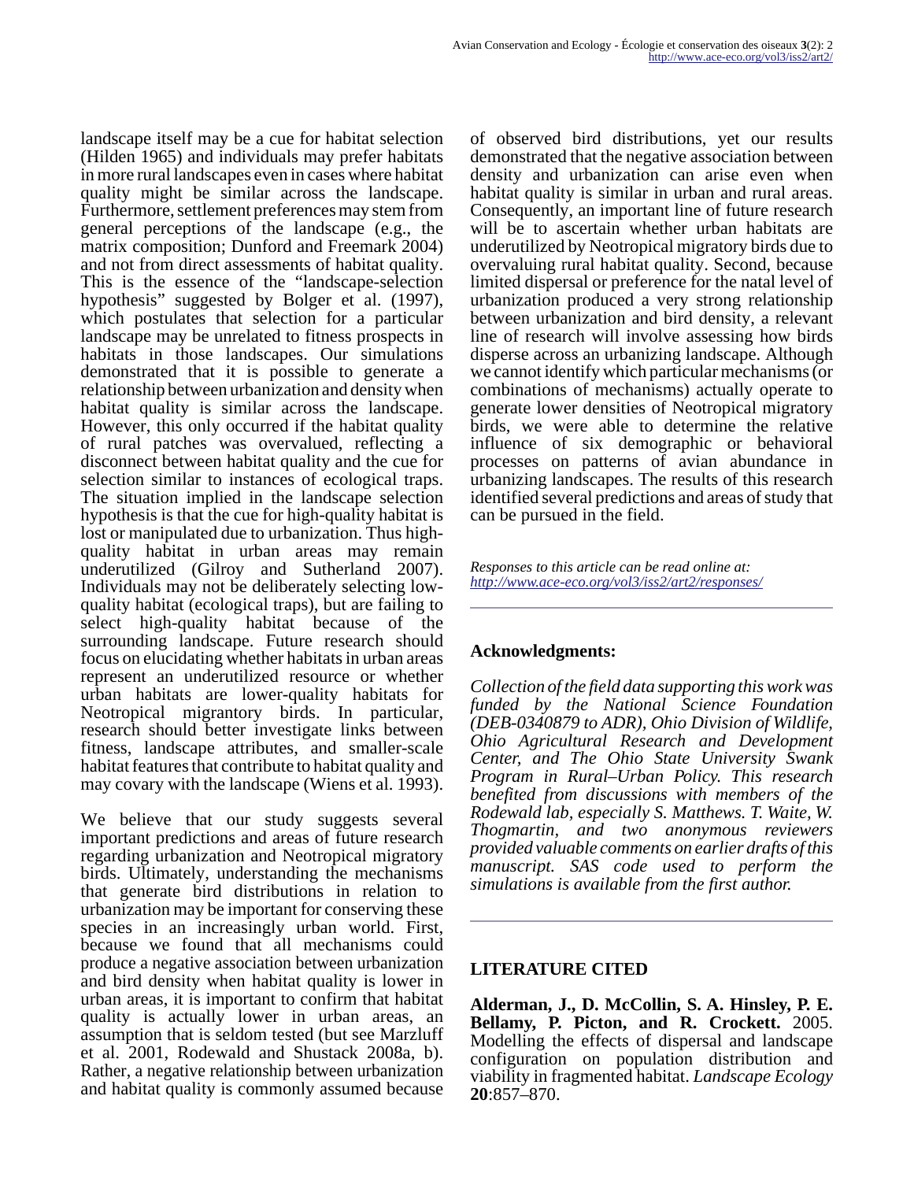landscape itself may be a cue for habitat selection (Hilden 1965) and individuals may prefer habitats in more rural landscapes even in cases where habitat quality might be similar across the landscape. Furthermore, settlement preferences may stem from general perceptions of the landscape (e.g., the matrix composition; Dunford and Freemark 2004) and not from direct assessments of habitat quality. This is the essence of the "landscape-selection hypothesis" suggested by Bolger et al. (1997), which postulates that selection for a particular landscape may be unrelated to fitness prospects in habitats in those landscapes. Our simulations demonstrated that it is possible to generate a relationship between urbanization and density when habitat quality is similar across the landscape. However, this only occurred if the habitat quality of rural patches was overvalued, reflecting a disconnect between habitat quality and the cue for selection similar to instances of ecological traps. The situation implied in the landscape selection hypothesis is that the cue for high-quality habitat is lost or manipulated due to urbanization. Thus high-quality habitat in urban areas may remain underutilized (Gilroy and Sutherland 2007). Individuals may not be deliberately selecting low-quality habitat (ecological traps), but are failing to select high-quality habitat because of the surrounding landscape. Future research should focus on elucidating whether habitats in urban areas represent an underutilized resource or whether urban habitats are lower-quality habitats for Neotropical migrantory birds. In particular, research should better investigate links between fitness, landscape attributes, and smaller-scale habitat features that contribute to habitat quality and may covary with the landscape (Wiens et al. 1993).

We believe that our study suggests several important predictions and areas of future research regarding urbanization and Neotropical migratory birds. Ultimately, understanding the mechanisms that generate bird distributions in relation to urbanization may be important for conserving these species in an increasingly urban world. First, because we found that all mechanisms could produce a negative association between urbanization and bird density when habitat quality is lower in urban areas, it is important to confirm that habitat quality is actually lower in urban areas, an assumption that is seldom tested (but see Marzluff et al. 2001, Rodewald and Shustack 2008a, b). Rather, a negative relationship between urbanization and habitat quality is commonly assumed because of observed bird distributions, yet our results demonstrated that the negative association between density and urbanization can arise even when habitat quality is similar in urban and rural areas. Consequently, an important line of future research will be to ascertain whether urban habitats are underutilized by Neotropical migratory birds due to overvaluing rural habitat quality. Second, because limited dispersal or preference for the natal level of urbanization produced a very strong relationship between urbanization and bird density, a relevant line of research will involve assessing how birds disperse across an urbanizing landscape. Although we cannot identify which particular mechanisms (or combinations of mechanisms) actually operate to generate lower densities of Neotropical migratory birds, we were able to determine the relative influence of six demographic or behavioral processes on patterns of avian abundance in urbanizing landscapes. The results of this research identified several predictions and areas of study that can be pursued in the field.

*Responses to this article can be read online at:*
*http://www.ace-eco.org/vol3/iss2/art2/responses/*

## Acknowledgments:

*Collection of the field data supporting this work was funded by the National Science Foundation (DEB-0340879 to ADR), Ohio Division of Wildlife, Ohio Agricultural Research and Development Center, and The Ohio State University Swank Program in Rural–Urban Policy. This research benefited from discussions with members of the Rodewald lab, especially S. Matthews. T. Waite, W. Thogmartin, and two anonymous reviewers provided valuable comments on earlier drafts of this manuscript. SAS code used to perform the simulations is available from the first author.*

## LITERATURE CITED

**Alderman, J., D. McCollin, S. A. Hinsley, P. E. Bellamy, P. Picton, and R. Crockett.** 2005. Modelling the effects of dispersal and landscape configuration on population distribution and viability in fragmented habitat. *Landscape Ecology* **20**:857–870.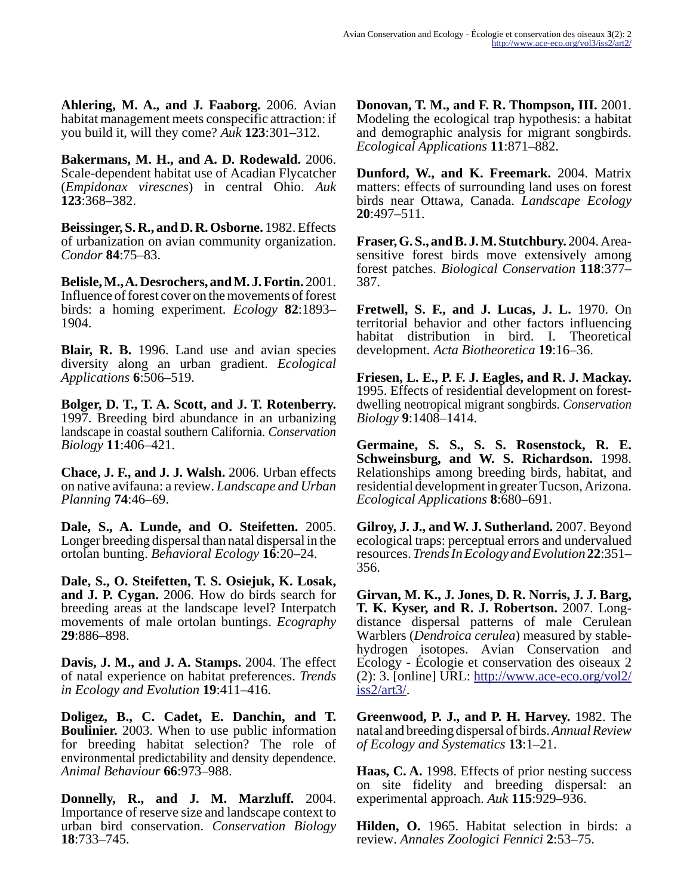**Ahlering, M. A., and J. Faaborg.** 2006. Avian habitat management meets conspecific attraction: if you build it, will they come? *Auk* **123**:301–312.

**Bakermans, M. H., and A. D. Rodewald.** 2006. Scale-dependent habitat use of Acadian Flycatcher (*Empidonax virescnes*) in central Ohio. *Auk* **123**:368–382.

**Beissinger, S. R., and D. R. Osborne.** 1982. Effects of urbanization on avian community organization. *Condor* **84**:75–83.

**Belisle, M., A. Desrochers, and M. J. Fortin.** 2001. Influence of forest cover on the movements of forest birds: a homing experiment. *Ecology* **82**:1893–1904.

**Blair, R. B.** 1996. Land use and avian species diversity along an urban gradient. *Ecological Applications* **6**:506–519.

**Bolger, D. T., T. A. Scott, and J. T. Rotenberry.** 1997. Breeding bird abundance in an urbanizing landscape in coastal southern California. *Conservation Biology* **11**:406–421.

**Chace, J. F., and J. J. Walsh.** 2006. Urban effects on native avifauna: a review. *Landscape and Urban Planning* **74**:46–69.

**Dale, S., A. Lunde, and O. Steifetten.** 2005. Longer breeding dispersal than natal dispersal in the ortolan bunting. *Behavioral Ecology* **16**:20–24.

**Dale, S., O. Steifetten, T. S. Osiejuk, K. Losak, and J. P. Cygan.** 2006. How do birds search for breeding areas at the landscape level? Interpatch movements of male ortolan buntings. *Ecography* **29**:886–898.

**Davis, J. M., and J. A. Stamps.** 2004. The effect of natal experience on habitat preferences. *Trends in Ecology and Evolution* **19**:411–416.

**Doligez, B., C. Cadet, E. Danchin, and T. Boulinier.** 2003. When to use public information for breeding habitat selection? The role of environmental predictability and density dependence. *Animal Behaviour* **66**:973–988.

**Donnelly, R., and J. M. Marzluff.** 2004. Importance of reserve size and landscape context to urban bird conservation. *Conservation Biology* **18**:733–745.

**Donovan, T. M., and F. R. Thompson, III.** 2001. Modeling the ecological trap hypothesis: a habitat and demographic analysis for migrant songbirds. *Ecological Applications* **11**:871–882.

**Dunford, W., and K. Freemark.** 2004. Matrix matters: effects of surrounding land uses on forest birds near Ottawa, Canada. *Landscape Ecology* **20**:497–511.

**Fraser, G. S., and B. J. M. Stutchbury.** 2004. Area-sensitive forest birds move extensively among forest patches. *Biological Conservation* **118**:377–387.

**Fretwell, S. F., and J. Lucas, J. L.** 1970. On territorial behavior and other factors influencing habitat distribution in bird. I. Theoretical development. *Acta Biotheoretica* **19**:16–36.

**Friesen, L. E., P. F. J. Eagles, and R. J. Mackay.** 1995. Effects of residential development on forest-dwelling neotropical migrant songbirds. *Conservation Biology* **9**:1408–1414.

**Germaine, S. S., S. S. Rosenstock, R. E. Schweinsburg, and W. S. Richardson.** 1998. Relationships among breeding birds, habitat, and residential development in greater Tucson, Arizona. *Ecological Applications* **8**:680–691.

**Gilroy, J. J., and W. J. Sutherland.** 2007. Beyond ecological traps: perceptual errors and undervalued resources. *Trends In Ecology and Evolution* **22**:351–356.

**Girvan, M. K., J. Jones, D. R. Norris, J. J. Barg, T. K. Kyser, and R. J. Robertson.** 2007. Long-distance dispersal patterns of male Cerulean Warblers (*Dendroica cerulea*) measured by stable-hydrogen isotopes. Avian Conservation and Ecology - Écologie et conservation des oiseaux 2 (2): 3. [online] URL: http://www.ace-eco.org/vol2/iss2/art3/.

**Greenwood, P. J., and P. H. Harvey.** 1982. The natal and breeding dispersal of birds. *Annual Review of Ecology and Systematics* **13**:1–21.

**Haas, C. A.** 1998. Effects of prior nesting success on site fidelity and breeding dispersal: an experimental approach. *Auk* **115**:929–936.

**Hilden, O.** 1965. Habitat selection in birds: a review. *Annales Zoologici Fennici* **2**:53–75.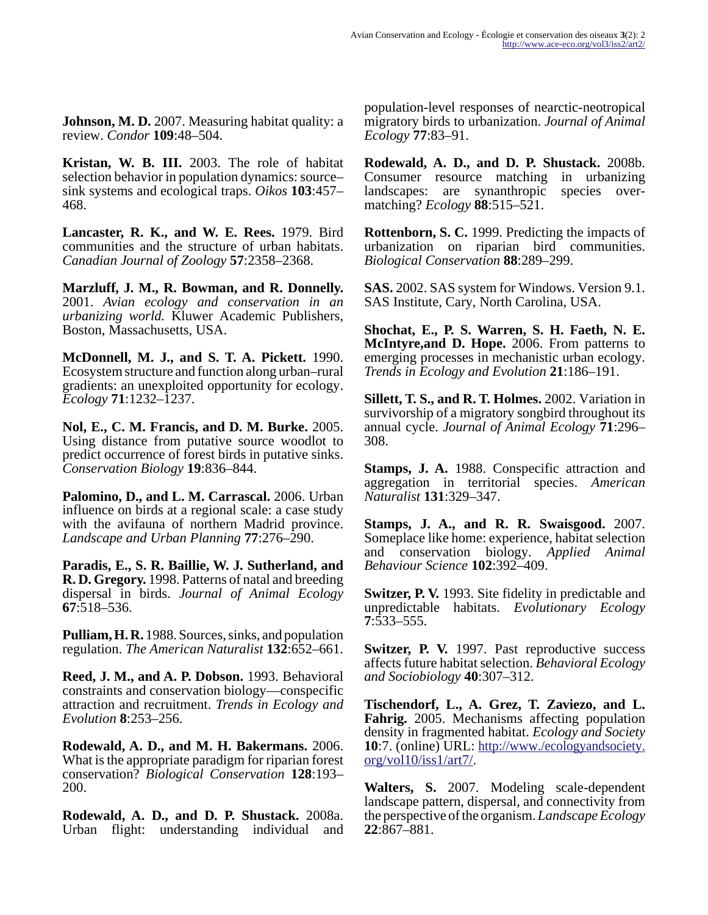**Johnson, M. D.** 2007. Measuring habitat quality: a review. *Condor* **109**:48–504.

**Kristan, W. B. III.** 2003. The role of habitat selection behavior in population dynamics: source–sink systems and ecological traps. *Oikos* **103**:457–468.

**Lancaster, R. K., and W. E. Rees.** 1979. Bird communities and the structure of urban habitats. *Canadian Journal of Zoology* **57**:2358–2368.

**Marzluff, J. M., R. Bowman, and R. Donnelly.** 2001. *Avian ecology and conservation in an urbanizing world.* Kluwer Academic Publishers, Boston, Massachusetts, USA.

**McDonnell, M. J., and S. T. A. Pickett.** 1990. Ecosystem structure and function along urban–rural gradients: an unexploited opportunity for ecology. *Ecology* **71**:1232–1237.

**Nol, E., C. M. Francis, and D. M. Burke.** 2005. Using distance from putative source woodlot to predict occurrence of forest birds in putative sinks. *Conservation Biology* **19**:836–844.

**Palomino, D., and L. M. Carrascal.** 2006. Urban influence on birds at a regional scale: a case study with the avifauna of northern Madrid province. *Landscape and Urban Planning* **77**:276–290.

**Paradis, E., S. R. Baillie, W. J. Sutherland, and R. D. Gregory.** 1998. Patterns of natal and breeding dispersal in birds. *Journal of Animal Ecology* **67**:518–536.

**Pulliam, H. R.** 1988. Sources, sinks, and population regulation. *The American Naturalist* **132**:652–661.

**Reed, J. M., and A. P. Dobson.** 1993. Behavioral constraints and conservation biology—conspecific attraction and recruitment. *Trends in Ecology and Evolution* **8**:253–256.

**Rodewald, A. D., and M. H. Bakermans.** 2006. What is the appropriate paradigm for riparian forest conservation? *Biological Conservation* **128**:193–200.

**Rodewald, A. D., and D. P. Shustack.** 2008a. Urban flight: understanding individual and population-level responses of nearctic-neotropical migratory birds to urbanization. *Journal of Animal Ecology* **77**:83–91.

**Rodewald, A. D., and D. P. Shustack.** 2008b. Consumer resource matching in urbanizing landscapes: are synanthropic species over-matching? *Ecology* **88**:515–521.

**Rottenborn, S. C.** 1999. Predicting the impacts of urbanization on riparian bird communities. *Biological Conservation* **88**:289–299.

**SAS.** 2002. SAS system for Windows. Version 9.1. SAS Institute, Cary, North Carolina, USA.

**Shochat, E., P. S. Warren, S. H. Faeth, N. E. McIntyre,and D. Hope.** 2006. From patterns to emerging processes in mechanistic urban ecology. *Trends in Ecology and Evolution* **21**:186–191.

**Sillett, T. S., and R. T. Holmes.** 2002. Variation in survivorship of a migratory songbird throughout its annual cycle. *Journal of Animal Ecology* **71**:296–308.

**Stamps, J. A.** 1988. Conspecific attraction and aggregation in territorial species. *American Naturalist* **131**:329–347.

**Stamps, J. A., and R. R. Swaisgood.** 2007. Someplace like home: experience, habitat selection and conservation biology. *Applied Animal Behaviour Science* **102**:392–409.

**Switzer, P. V.** 1993. Site fidelity in predictable and unpredictable habitats. *Evolutionary Ecology* **7**:533–555.

**Switzer, P. V.** 1997. Past reproductive success affects future habitat selection. *Behavioral Ecology and Sociobiology* **40**:307–312.

**Tischendorf, L., A. Grez, T. Zaviezo, and L. Fahrig.** 2005. Mechanisms affecting population density in fragmented habitat. *Ecology and Society* **10**:7. (online) URL: http://www./ecologyandsociety.org/vol10/iss1/art7/.

**Walters, S.** 2007. Modeling scale-dependent landscape pattern, dispersal, and connectivity from the perspective of the organism. *Landscape Ecology* **22**:867–881.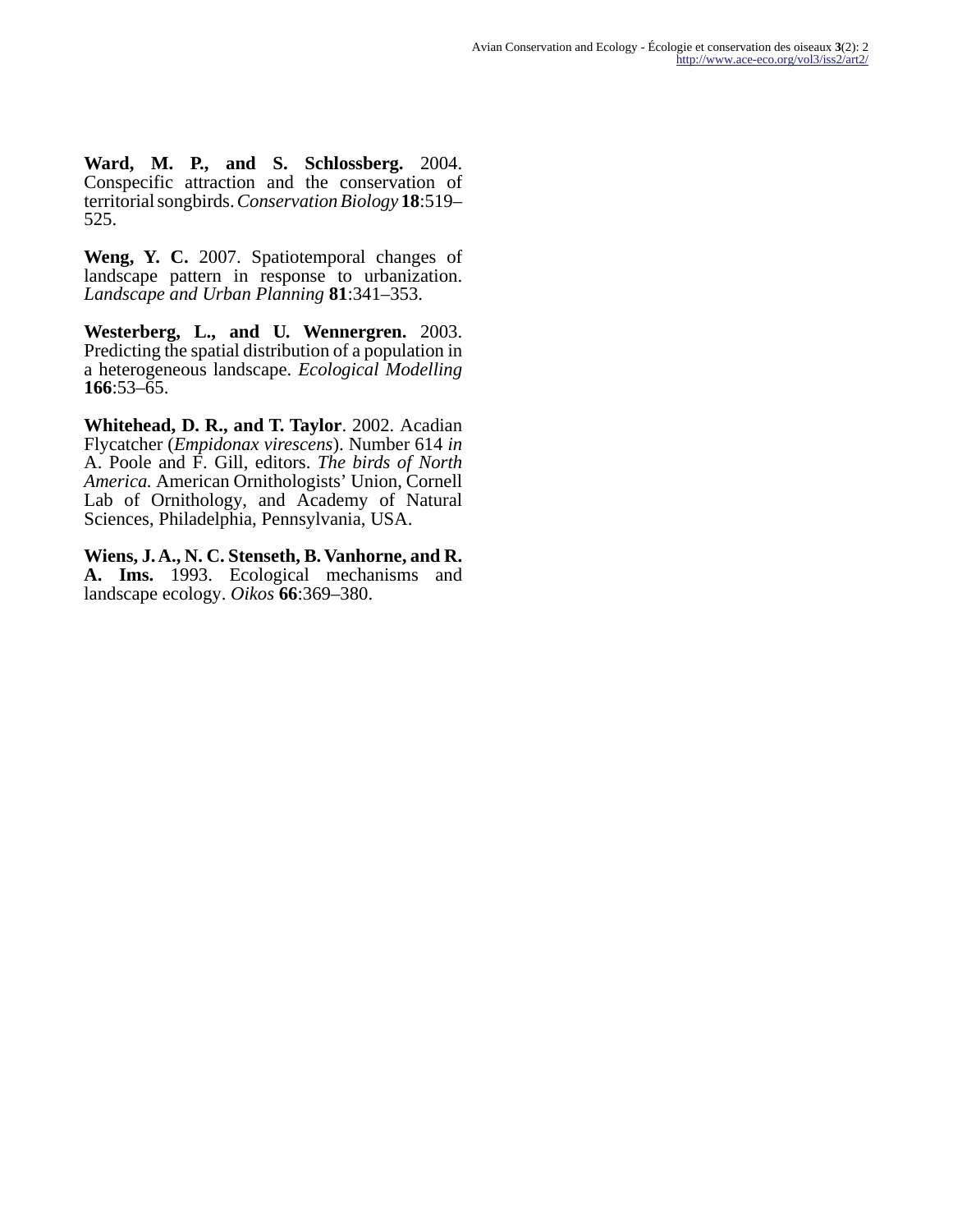**Ward, M. P., and S. Schlossberg.** 2004. Conspecific attraction and the conservation of territorial songbirds. *Conservation Biology* **18**:519–525.

**Weng, Y. C.** 2007. Spatiotemporal changes of landscape pattern in response to urbanization. *Landscape and Urban Planning* **81**:341–353.

**Westerberg, L., and U. Wennergren.** 2003. Predicting the spatial distribution of a population in a heterogeneous landscape. *Ecological Modelling* **166**:53–65.

**Whitehead, D. R., and T. Taylor**. 2002. Acadian Flycatcher (*Empidonax virescens*). Number 614 *in* A. Poole and F. Gill, editors. *The birds of North America.* American Ornithologists' Union, Cornell Lab of Ornithology, and Academy of Natural Sciences, Philadelphia, Pennsylvania, USA.

**Wiens, J. A., N. C. Stenseth, B. Vanhorne, and R. A. Ims.** 1993. Ecological mechanisms and landscape ecology. *Oikos* **66**:369–380.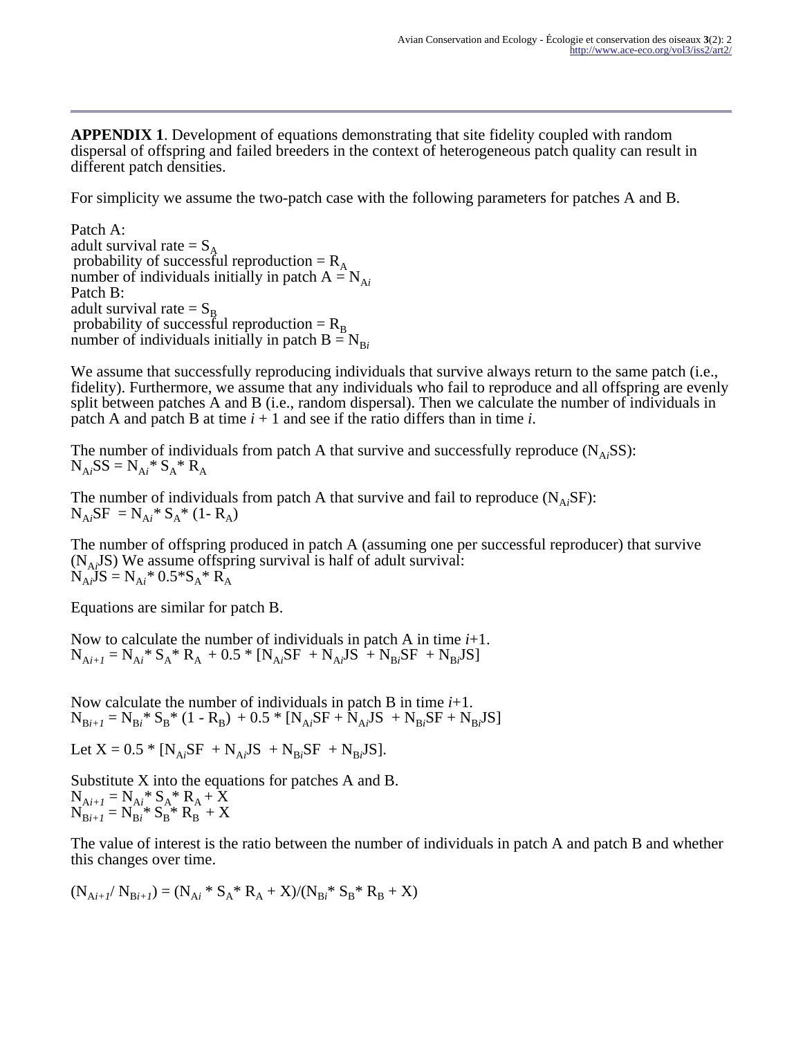**APPENDIX 1**. Development of equations demonstrating that site fidelity coupled with random dispersal of offspring and failed breeders in the context of heterogeneous patch quality can result in different patch densities.

For simplicity we assume the two-patch case with the following parameters for patches A and B.

Patch A:
adult survival rate = $S_A$
probability of successful reproduction = $R_A$
number of individuals initially in patch A = $N_{Ai}$
Patch B:
adult survival rate = $S_B$
probability of successful reproduction = $R_B$
number of individuals initially in patch B = $N_{Bi}$

We assume that successfully reproducing individuals that survive always return to the same patch (i.e., fidelity). Furthermore, we assume that any individuals who fail to reproduce and all offspring are evenly split between patches A and B (i.e., random dispersal). Then we calculate the number of individuals in patch A and patch B at time *i* + 1 and see if the ratio differs than in time *i*.

The number of individuals from patch A that survive and successfully reproduce ($N_{Ai}SS$):
$N_{Ai}SS = N_{Ai} * S_A * R_A$

The number of individuals from patch A that survive and fail to reproduce ($N_{Ai}SF$):
$N_{Ai}SF = N_{Ai} * S_A * (1 - R_A)$

The number of offspring produced in patch A (assuming one per successful reproducer) that survive ($N_{Ai}JS$) We assume offspring survival is half of adult survival:
$N_{Ai}JS = N_{Ai} * 0.5 * S_A * R_A$

Equations are similar for patch B.

Now to calculate the number of individuals in patch A in time *i*+1.
$N_{Ai+1} = N_{Ai} * S_A * R_A + 0.5 * [N_{Ai}SF + N_{Ai}JS + N_{Bi}SF + N_{Bi}JS]$

Now calculate the number of individuals in patch B in time *i*+1.
$N_{Bi+1} = N_{Bi} * S_B * (1 - R_B) + 0.5 * [N_{Ai}SF + N_{Ai}JS + N_{Bi}SF + N_{Bi}JS]$

Let $X = 0.5 * [N_{Ai}SF + N_{Ai}JS + N_{Bi}SF + N_{Bi}JS]$.

Substitute X into the equations for patches A and B.
$N_{Ai+1} = N_{Ai} * S_A * R_A + X$
$N_{Bi+1} = N_{Bi} * S_B * R_B + X$

The value of interest is the ratio between the number of individuals in patch A and patch B and whether this changes over time.

$(N_{Ai+1} / N_{Bi+1}) = (N_{Ai} * S_A * R_A + X)/(N_{Bi} * S_B * R_B + X)$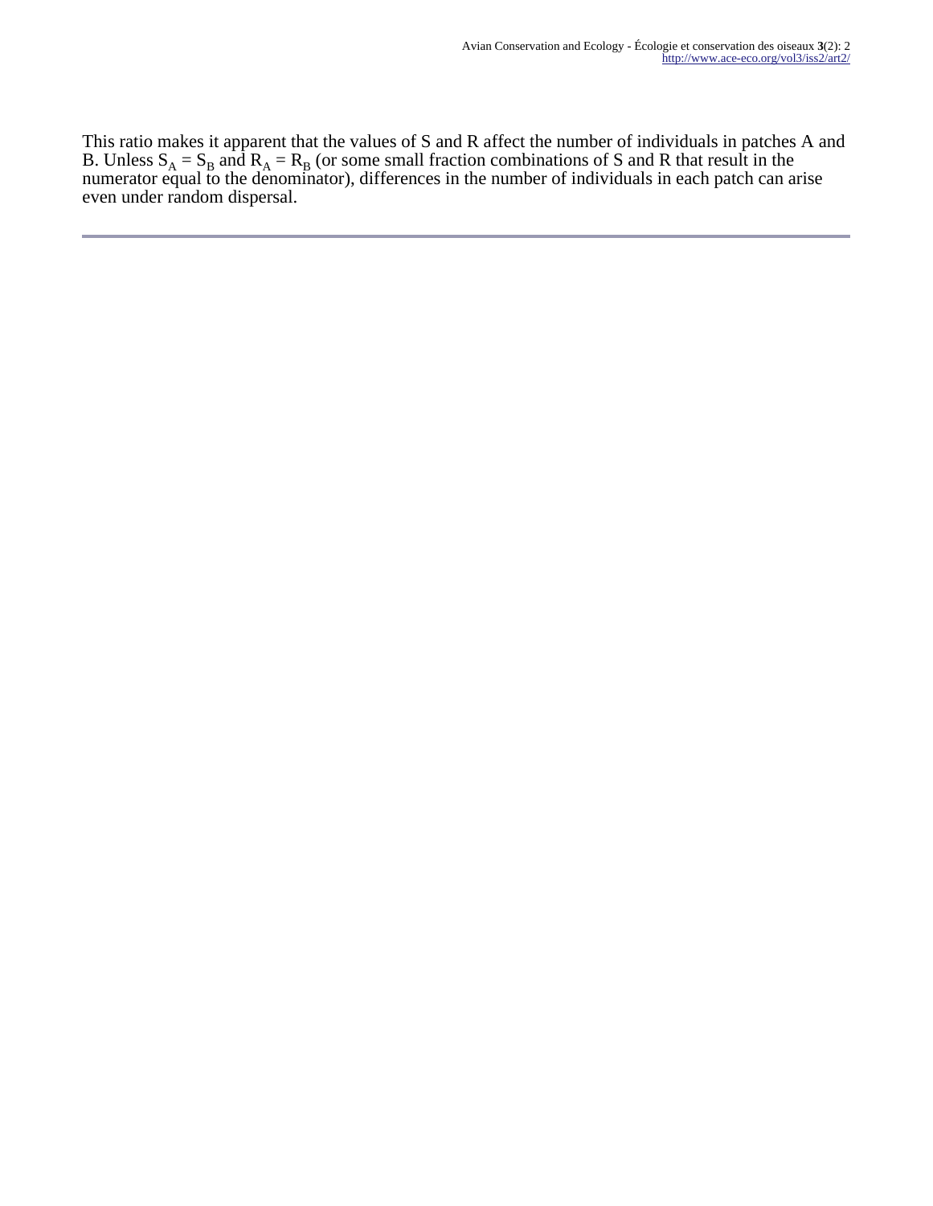This ratio makes it apparent that the values of S and R affect the number of individuals in patches A and B. Unless $S_A = S_B$ and $R_A = R_B$ (or some small fraction combinations of S and R that result in the numerator equal to the denominator), differences in the number of individuals in each patch can arise even under random dispersal.